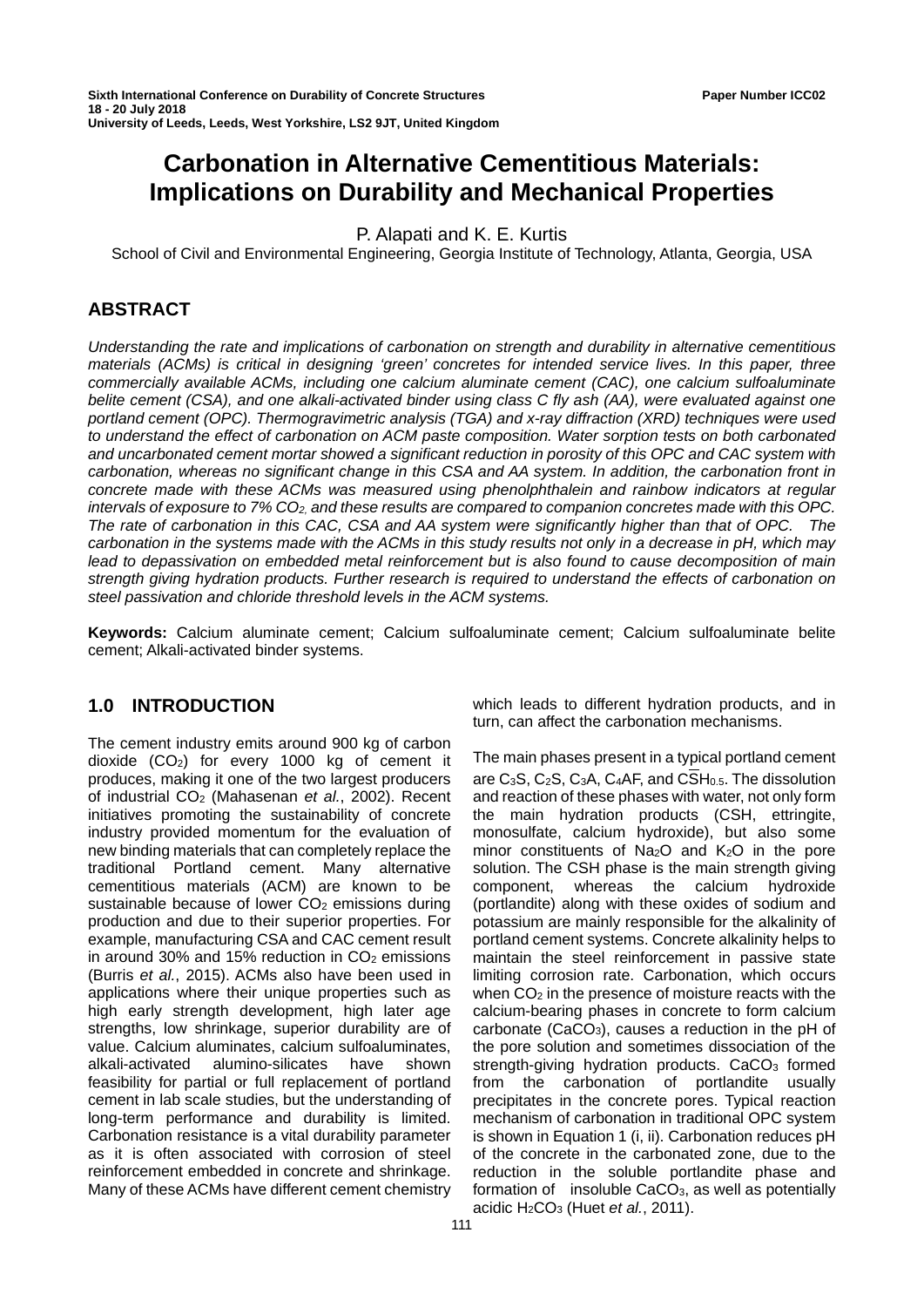Sixth International Conference on Durability of Concrete Structures
18 - 20 July 2018
University of Leeds, Leeds, West Yorkshire, LS2 9JT, United Kingdom

Paper Number ICC02

# Carbonation in Alternative Cementitious Materials: Implications on Durability and Mechanical Properties

P. Alapati and K. E. Kurtis

School of Civil and Environmental Engineering, Georgia Institute of Technology, Atlanta, Georgia, USA

## ABSTRACT

*Understanding the rate and implications of carbonation on strength and durability in alternative cementitious materials (ACMs) is critical in designing 'green' concretes for intended service lives. In this paper, three commercially available ACMs, including one calcium aluminate cement (CAC), one calcium sulfoaluminate belite cement (CSA), and one alkali-activated binder using class C fly ash (AA), were evaluated against one portland cement (OPC). Thermogravimetric analysis (TGA) and x-ray diffraction (XRD) techniques were used to understand the effect of carbonation on ACM paste composition. Water sorption tests on both carbonated and uncarbonated cement mortar showed a significant reduction in porosity of this OPC and CAC system with carbonation, whereas no significant change in this CSA and AA system. In addition, the carbonation front in concrete made with these ACMs was measured using phenolphthalein and rainbow indicators at regular intervals of exposure to 7% $CO_2$, and these results are compared to companion concretes made with this OPC. The rate of carbonation in this CAC, CSA and AA system were significantly higher than that of OPC. The carbonation in the systems made with the ACMs in this study results not only in a decrease in pH, which may lead to depassivation on embedded metal reinforcement but is also found to cause decomposition of main strength giving hydration products. Further research is required to understand the effects of carbonation on steel passivation and chloride threshold levels in the ACM systems.*

**Keywords:** Calcium aluminate cement; Calcium sulfoaluminate cement; Calcium sulfoaluminate belite cement; Alkali-activated binder systems.

## 1.0 INTRODUCTION

The cement industry emits around 900 kg of carbon dioxide ($CO_2$) for every 1000 kg of cement it produces, making it one of the two largest producers of industrial $CO_2$ (Mahasenan *et al.*, 2002). Recent initiatives promoting the sustainability of concrete industry provided momentum for the evaluation of new binding materials that can completely replace the traditional Portland cement. Many alternative cementitious materials (ACM) are known to be sustainable because of lower $CO_2$ emissions during production and due to their superior properties. For example, manufacturing CSA and CAC cement result in around 30% and 15% reduction in $CO_2$ emissions (Burris *et al.*, 2015). ACMs also have been used in applications where their unique properties such as high early strength development, high later age strengths, low shrinkage, superior durability are of value. Calcium aluminates, calcium sulfoaluminates, alkali-activated alumino-silicates have shown feasibility for partial or full replacement of portland cement in lab scale studies, but the understanding of long-term performance and durability is limited. Carbonation resistance is a vital durability parameter as it is often associated with corrosion of steel reinforcement embedded in concrete and shrinkage. Many of these ACMs have different cement chemistry which leads to different hydration products, and in turn, can affect the carbonation mechanisms.

The main phases present in a typical portland cement are $C_3S$, $C_2S$, $C_3A$, $C_4AF$, and $C\overline{S}H_{0.5}$. The dissolution and reaction of these phases with water, not only form the main hydration products (CSH, ettringite, monosulfate, calcium hydroxide), but also some minor constituents of $Na_2O$ and $K_2O$ in the pore solution. The CSH phase is the main strength giving component, whereas the calcium hydroxide (portlandite) along with these oxides of sodium and potassium are mainly responsible for the alkalinity of portland cement systems. Concrete alkalinity helps to maintain the steel reinforcement in passive state limiting corrosion rate. Carbonation, which occurs when $CO_2$ in the presence of moisture reacts with the calcium-bearing phases in concrete to form calcium carbonate ($CaCO_3$), causes a reduction in the pH of the pore solution and sometimes dissociation of the strength-giving hydration products. $CaCO_3$ formed from the carbonation of portlandite usually precipitates in the concrete pores. Typical reaction mechanism of carbonation in traditional OPC system is shown in Equation 1 (i, ii). Carbonation reduces pH of the concrete in the carbonated zone, due to the reduction in the soluble portlandite phase and formation of insoluble $CaCO_3$, as well as potentially acidic $H_2CO_3$ (Huet *et al.*, 2011).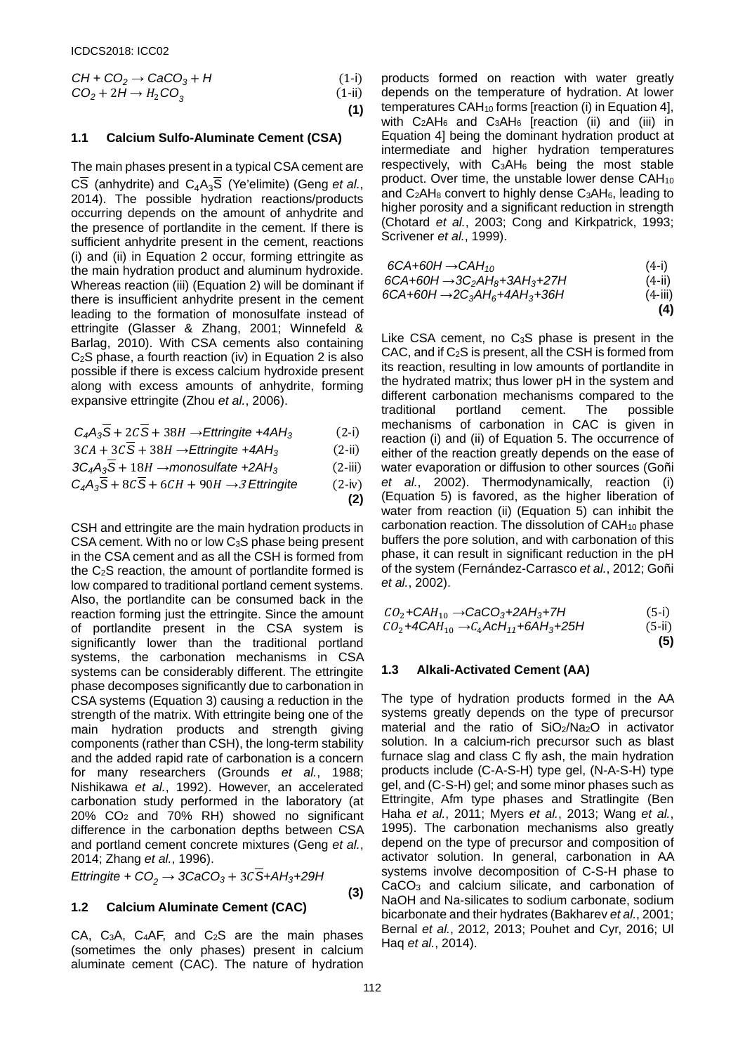$$CH + CO_2 \rightarrow CaCO_3 + H \quad (1\text{-i})$$
$$CO_2 + 2H \rightarrow H_2CO_3 \quad (1\text{-ii})$$
**(1)**

### 1.1 Calcium Sulfo-Aluminate Cement (CSA)

The main phases present in a typical CSA cement are $C\overline{S}$ (anhydrite) and $C_4A_3\overline{S}$ (Ye'elimite) (Geng *et al.*, 2014). The possible hydration reactions/products occurring depends on the amount of anhydrite and the presence of portlandite in the cement. If there is sufficient anhydrite present in the cement, reactions (i) and (ii) in Equation 2 occur, forming ettringite as the main hydration product and aluminum hydroxide. Whereas reaction (iii) (Equation 2) will be dominant if there is insufficient anhydrite present in the cement leading to the formation of monosulfate instead of ettringite (Glasser & Zhang, 2001; Winnefeld & Barlag, 2010). With CSA cements also containing $C_2S$ phase, a fourth reaction (iv) in Equation 2 is also possible if there is excess calcium hydroxide present along with excess amounts of anhydrite, forming expansive ettringite (Zhou *et al.*, 2006).

$$C_4A_3\overline{S} + 2C\overline{S} + 38H \rightarrow Ettringite + 4AH_3 \quad (2\text{-i})$$
$$3CA + 3C\overline{S} + 38H \rightarrow Ettringite + 4AH_3 \quad (2\text{-ii})$$
$$3C_4A_3\overline{S} + 18H \rightarrow monosulfate + 2AH_3 \quad (2\text{-iii})$$
$$C_4A_3\overline{S} + 8C\overline{S} + 6CH + 90H \rightarrow 3\,Ettringite \quad (2\text{-iv})$$
**(2)**

CSH and ettringite are the main hydration products in CSA cement. With no or low $C_3S$ phase being present in the CSA cement and as all the CSH is formed from the $C_2S$ reaction, the amount of portlandite formed is low compared to traditional portland cement systems. Also, the portlandite can be consumed back in the reaction forming just the ettringite. Since the amount of portlandite present in the CSA system is significantly lower than the traditional portland systems, the carbonation mechanisms in CSA systems can be considerably different. The ettringite phase decomposes significantly due to carbonation in CSA systems (Equation 3) causing a reduction in the strength of the matrix. With ettringite being one of the main hydration products and strength giving components (rather than CSH), the long-term stability and the added rapid rate of carbonation is a concern for many researchers (Grounds *et al.*, 1988; Nishikawa *et al.*, 1992). However, an accelerated carbonation study performed in the laboratory (at 20% $CO_2$ and 70% RH) showed no significant difference in the carbonation depths between CSA and portland cement concrete mixtures (Geng *et al.*, 2014; Zhang *et al.*, 1996).

$$Ettringite + CO_2 \rightarrow 3CaCO_3 + 3C\overline{S} + AH_3 + 29H$$
**(3)**

### 1.2 Calcium Aluminate Cement (CAC)

CA, $C_3A$, $C_4AF$, and $C_2S$ are the main phases (sometimes the only phases) present in calcium aluminate cement (CAC). The nature of hydration products formed on reaction with water greatly depends on the temperature of hydration. At lower temperatures $CAH_{10}$ forms [reaction (i) in Equation 4], with $C_2AH_6$ and $C_3AH_6$ [reaction (ii) and (iii) in Equation 4] being the dominant hydration product at intermediate and higher hydration temperatures respectively, with $C_3AH_6$ being the most stable product. Over time, the unstable lower dense $CAH_{10}$ and $C_2AH_8$ convert to highly dense $C_3AH_6$, leading to higher porosity and a significant reduction in strength (Chotard *et al.*, 2003; Cong and Kirkpatrick, 1993; Scrivener *et al.*, 1999).

$$6CA + 60H \rightarrow CAH_{10} \quad (4\text{-i})$$
$$6CA + 60H \rightarrow 3C_2AH_8 + 3AH_3 + 27H \quad (4\text{-ii})$$
$$6CA + 60H \rightarrow 2C_3AH_6 + 4AH_3 + 36H \quad (4\text{-iii})$$
**(4)**

Like CSA cement, no $C_3S$ phase is present in the CAC, and if $C_2S$ is present, all the CSH is formed from its reaction, resulting in low amounts of portlandite in the hydrated matrix; thus lower pH in the system and different carbonation mechanisms compared to the traditional portland cement. The possible mechanisms of carbonation in CAC is given in reaction (i) and (ii) of Equation 5. The occurrence of either of the reaction greatly depends on the ease of water evaporation or diffusion to other sources (Goñi *et al.*, 2002). Thermodynamically, reaction (i) (Equation 5) is favored, as the higher liberation of water from reaction (ii) (Equation 5) can inhibit the carbonation reaction. The dissolution of $CAH_{10}$ phase buffers the pore solution, and with carbonation of this phase, it can result in significant reduction in the pH of the system (Fernández-Carrasco *et al.*, 2012; Goñi *et al.*, 2002).

$$CO_2 + CAH_{10} \rightarrow CaCO_3 + 2AH_3 + 7H \quad (5\text{-i})$$
$$CO_2 + 4CAH_{10} \rightarrow C_4AcH_{11} + 6AH_3 + 25H \quad (5\text{-ii})$$
**(5)**

### 1.3 Alkali-Activated Cement (AA)

The type of hydration products formed in the AA systems greatly depends on the type of precursor material and the ratio of $SiO_2/Na_2O$ in activator solution. In a calcium-rich precursor such as blast furnace slag and class C fly ash, the main hydration products include (C-A-S-H) type gel, (N-A-S-H) type gel, and (C-S-H) gel; and some minor phases such as Ettringite, Afm type phases and Stratlingite (Ben Haha *et al.*, 2011; Myers *et al.*, 2013; Wang *et al.*, 1995). The carbonation mechanisms also greatly depend on the type of precursor and composition of activator solution. In general, carbonation in AA systems involve decomposition of C-S-H phase to $CaCO_3$ and calcium silicate, and carbonation of NaOH and Na-silicates to sodium carbonate, sodium bicarbonate and their hydrates (Bakharev *et al.*, 2001; Bernal *et al.*, 2012, 2013; Pouhet and Cyr, 2016; Ul Haq *et al.*, 2014).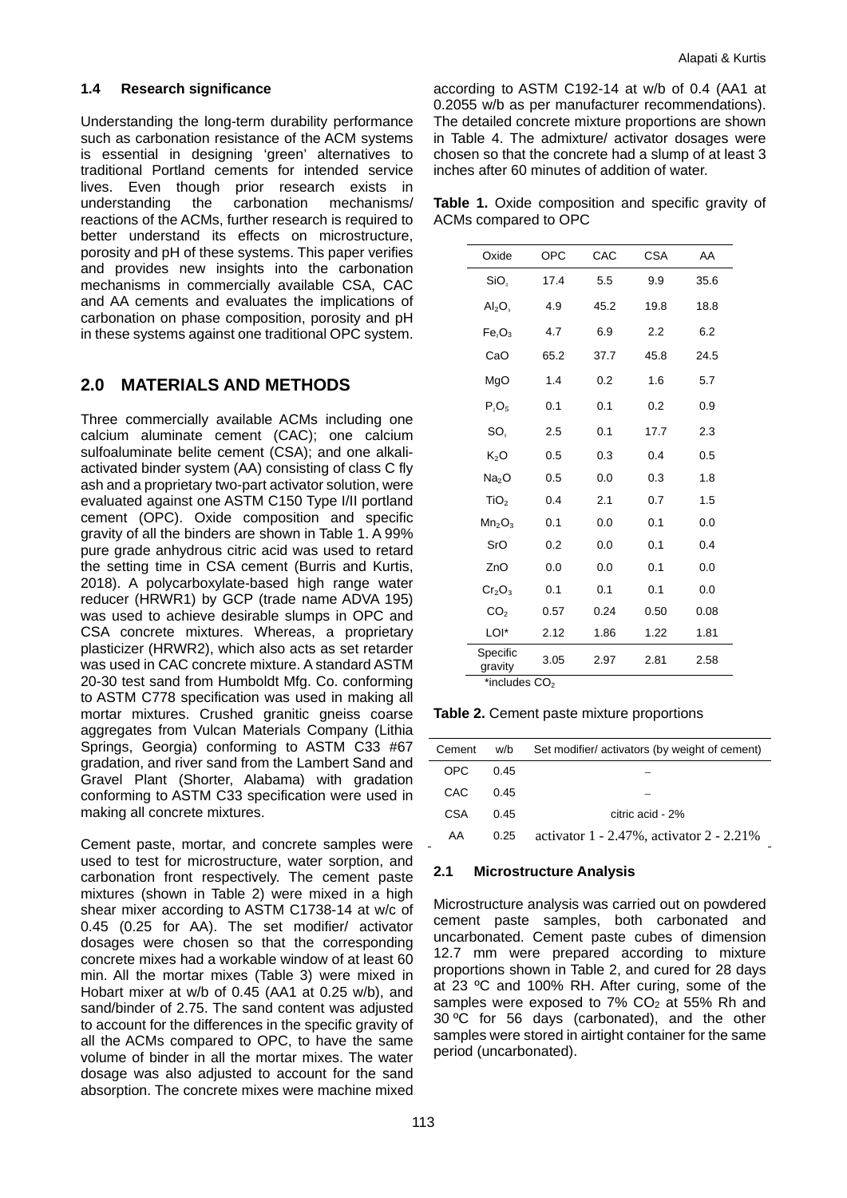### 1.4 Research significance

Understanding the long-term durability performance such as carbonation resistance of the ACM systems is essential in designing 'green' alternatives to traditional Portland cements for intended service lives. Even though prior research exists in understanding the carbonation mechanisms/ reactions of the ACMs, further research is required to better understand its effects on microstructure, porosity and pH of these systems. This paper verifies and provides new insights into the carbonation mechanisms in commercially available CSA, CAC and AA cements and evaluates the implications of carbonation on phase composition, porosity and pH in these systems against one traditional OPC system.

## 2.0 MATERIALS AND METHODS

Three commercially available ACMs including one calcium aluminate cement (CAC); one calcium sulfoaluminate belite cement (CSA); and one alkali-activated binder system (AA) consisting of class C fly ash and a proprietary two-part activator solution, were evaluated against one ASTM C150 Type I/II portland cement (OPC). Oxide composition and specific gravity of all the binders are shown in Table 1. A 99% pure grade anhydrous citric acid was used to retard the setting time in CSA cement (Burris and Kurtis, 2018). A polycarboxylate-based high range water reducer (HRWR1) by GCP (trade name ADVA 195) was used to achieve desirable slumps in OPC and CSA concrete mixtures. Whereas, a proprietary plasticizer (HRWR2), which also acts as set retarder was used in CAC concrete mixture. A standard ASTM 20-30 test sand from Humboldt Mfg. Co. conforming to ASTM C778 specification was used in making all mortar mixtures. Crushed granitic gneiss coarse aggregates from Vulcan Materials Company (Lithia Springs, Georgia) conforming to ASTM C33 #67 gradation, and river sand from the Lambert Sand and Gravel Plant (Shorter, Alabama) with gradation conforming to ASTM C33 specification were used in making all concrete mixtures.

Cement paste, mortar, and concrete samples were used to test for microstructure, water sorption, and carbonation front respectively. The cement paste mixtures (shown in Table 2) were mixed in a high shear mixer according to ASTM C1738-14 at w/c of 0.45 (0.25 for AA). The set modifier/ activator dosages were chosen so that the corresponding concrete mixes had a workable window of at least 60 min. All the mortar mixes (Table 3) were mixed in Hobart mixer at w/b of 0.45 (AA1 at 0.25 w/b), and sand/binder of 2.75. The sand content was adjusted to account for the differences in the specific gravity of all the ACMs compared to OPC, to have the same volume of binder in all the mortar mixes. The water dosage was also adjusted to account for the sand absorption. The concrete mixes were machine mixed according to ASTM C192-14 at w/b of 0.4 (AA1 at 0.2055 w/b as per manufacturer recommendations). The detailed concrete mixture proportions are shown in Table 4. The admixture/ activator dosages were chosen so that the concrete had a slump of at least 3 inches after 60 minutes of addition of water.

**Table 1.** Oxide composition and specific gravity of ACMs compared to OPC

| Oxide | OPC | CAC | CSA | AA |
|---|---|---|---|---|
| $SiO_2$ | 17.4 | 5.5 | 9.9 | 35.6 |
| $Al_2O_3$ | 4.9 | 45.2 | 19.8 | 18.8 |
| $Fe_2O_3$ | 4.7 | 6.9 | 2.2 | 6.2 |
| CaO | 65.2 | 37.7 | 45.8 | 24.5 |
| MgO | 1.4 | 0.2 | 1.6 | 5.7 |
| $P_2O_5$ | 0.1 | 0.1 | 0.2 | 0.9 |
| $SO_3$ | 2.5 | 0.1 | 17.7 | 2.3 |
| $K_2O$ | 0.5 | 0.3 | 0.4 | 0.5 |
| $Na_2O$ | 0.5 | 0.0 | 0.3 | 1.8 |
| $TiO_2$ | 0.4 | 2.1 | 0.7 | 1.5 |
| $Mn_2O_3$ | 0.1 | 0.0 | 0.1 | 0.0 |
| SrO | 0.2 | 0.0 | 0.1 | 0.4 |
| ZnO | 0.0 | 0.0 | 0.1 | 0.0 |
| $Cr_2O_3$ | 0.1 | 0.1 | 0.1 | 0.0 |
| $CO_2$ | 0.57 | 0.24 | 0.50 | 0.08 |
| LOI* | 2.12 | 1.86 | 1.22 | 1.81 |
| Specific gravity | 3.05 | 2.97 | 2.81 | 2.58 |

*includes $CO_2$

**Table 2.** Cement paste mixture proportions

| Cement | w/b | Set modifier/ activators (by weight of cement) |
|---|---|---|
| OPC | 0.45 | – |
| CAC | 0.45 | – |
| CSA | 0.45 | citric acid - 2% |
| AA | 0.25 | activator 1 - 2.47%, activator 2 - 2.21% |

### 2.1 Microstructure Analysis

Microstructure analysis was carried out on powdered cement paste samples, both carbonated and uncarbonated. Cement paste cubes of dimension 12.7 mm were prepared according to mixture proportions shown in Table 2, and cured for 28 days at 23 ºC and 100% RH. After curing, some of the samples were exposed to 7% $CO_2$ at 55% Rh and 30 ºC for 56 days (carbonated), and the other samples were stored in airtight container for the same period (uncarbonated).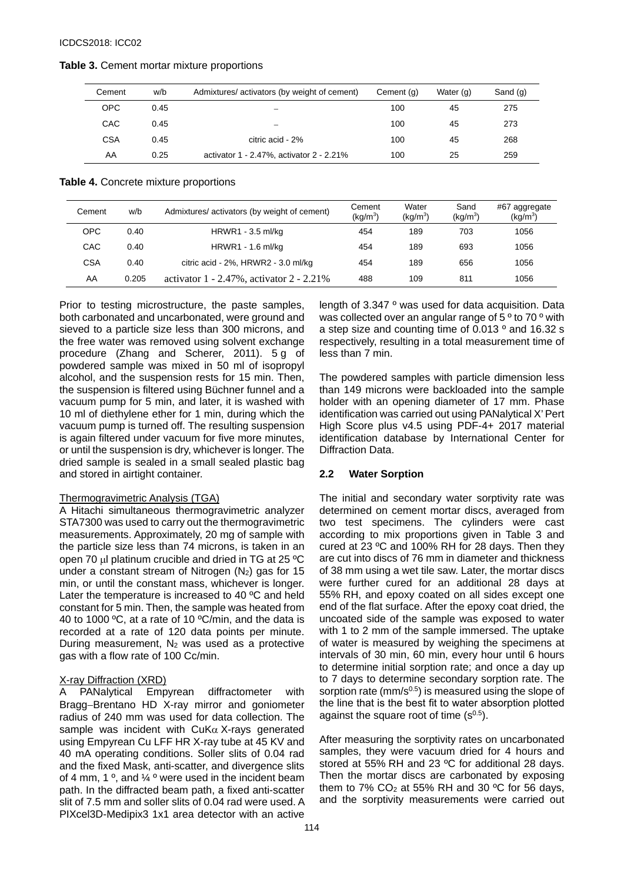**Table 3.** Cement mortar mixture proportions

| Cement | w/b | Admixtures/ activators (by weight of cement) | Cement (g) | Water (g) | Sand (g) |
|---|---|---|---|---|---|
| OPC | 0.45 | – | 100 | 45 | 275 |
| CAC | 0.45 | – | 100 | 45 | 273 |
| CSA | 0.45 | citric acid - 2% | 100 | 45 | 268 |
| AA | 0.25 | activator 1 - 2.47%, activator 2 - 2.21% | 100 | 25 | 259 |

**Table 4.** Concrete mixture proportions

| Cement | w/b | Admixtures/ activators (by weight of cement) | Cement ($kg/m^3$) | Water ($kg/m^3$) | Sand ($kg/m^3$) | #67 aggregate ($kg/m^3$) |
|---|---|---|---|---|---|---|
| OPC | 0.40 | HRWR1 - 3.5 ml/kg | 454 | 189 | 703 | 1056 |
| CAC | 0.40 | HRWR1 - 1.6 ml/kg | 454 | 189 | 693 | 1056 |
| CSA | 0.40 | citric acid - 2%, HRWR2 - 3.0 ml/kg | 454 | 189 | 656 | 1056 |
| AA | 0.205 | activator 1 - 2.47%, activator 2 - 2.21% | 488 | 109 | 811 | 1056 |

Prior to testing microstructure, the paste samples, both carbonated and uncarbonated, were ground and sieved to a particle size less than 300 microns, and the free water was removed using solvent exchange procedure (Zhang and Scherer, 2011). 5 g of powdered sample was mixed in 50 ml of isopropyl alcohol, and the suspension rests for 15 min. Then, the suspension is filtered using Büchner funnel and a vacuum pump for 5 min, and later, it is washed with 10 ml of diethylene ether for 1 min, during which the vacuum pump is turned off. The resulting suspension is again filtered under vacuum for five more minutes, or until the suspension is dry, whichever is longer. The dried sample is sealed in a small sealed plastic bag and stored in airtight container.

Thermogravimetric Analysis (TGA)
A Hitachi simultaneous thermogravimetric analyzer STA7300 was used to carry out the thermogravimetric measurements. Approximately, 20 mg of sample with the particle size less than 74 microns, is taken in an open 70 μl platinum crucible and dried in TG at 25 ºC under a constant stream of Nitrogen ($N_2$) gas for 15 min, or until the constant mass, whichever is longer. Later the temperature is increased to 40 ºC and held constant for 5 min. Then, the sample was heated from 40 to 1000 ºC, at a rate of 10 ºC/min, and the data is recorded at a rate of 120 data points per minute. During measurement, $N_2$ was used as a protective gas with a flow rate of 100 Cc/min.

X-ray Diffraction (XRD)
A PANalytical Empyrean diffractometer with Bragg–Brentano HD X-ray mirror and goniometer radius of 240 mm was used for data collection. The sample was incident with CuKα X-rays generated using Empyrean Cu LFF HR X-ray tube at 45 KV and 40 mA operating conditions. Soller slits of 0.04 rad and the fixed Mask, anti-scatter, and divergence slits of 4 mm, 1 º, and ¼ º were used in the incident beam path. In the diffracted beam path, a fixed anti-scatter slit of 7.5 mm and soller slits of 0.04 rad were used. A PIXcel3D-Medipix3 1x1 area detector with an active length of 3.347 º was used for data acquisition. Data was collected over an angular range of 5 º to 70 º with a step size and counting time of 0.013 º and 16.32 s respectively, resulting in a total measurement time of less than 7 min.

The powdered samples with particle dimension less than 149 microns were backloaded into the sample holder with an opening diameter of 17 mm. Phase identification was carried out using PANalytical X' Pert High Score plus v4.5 using PDF-4+ 2017 material identification database by International Center for Diffraction Data.

## 2.2 Water Sorption

The initial and secondary water sorptivity rate was determined on cement mortar discs, averaged from two test specimens. The cylinders were cast according to mix proportions given in Table 3 and cured at 23 ºC and 100% RH for 28 days. Then they are cut into discs of 76 mm in diameter and thickness of 38 mm using a wet tile saw. Later, the mortar discs were further cured for an additional 28 days at 55% RH, and epoxy coated on all sides except one end of the flat surface. After the epoxy coat dried, the uncoated side of the sample was exposed to water with 1 to 2 mm of the sample immersed. The uptake of water is measured by weighing the specimens at intervals of 30 min, 60 min, every hour until 6 hours to determine initial sorption rate; and once a day up to 7 days to determine secondary sorption rate. The sorption rate ($mm/s^{0.5}$) is measured using the slope of the line that is the best fit to water absorption plotted against the square root of time ($s^{0.5}$).

After measuring the sorptivity rates on uncarbonated samples, they were vacuum dried for 4 hours and stored at 55% RH and 23 ºC for additional 28 days. Then the mortar discs are carbonated by exposing them to 7% $CO_2$ at 55% RH and 30 ºC for 56 days, and the sorptivity measurements were carried out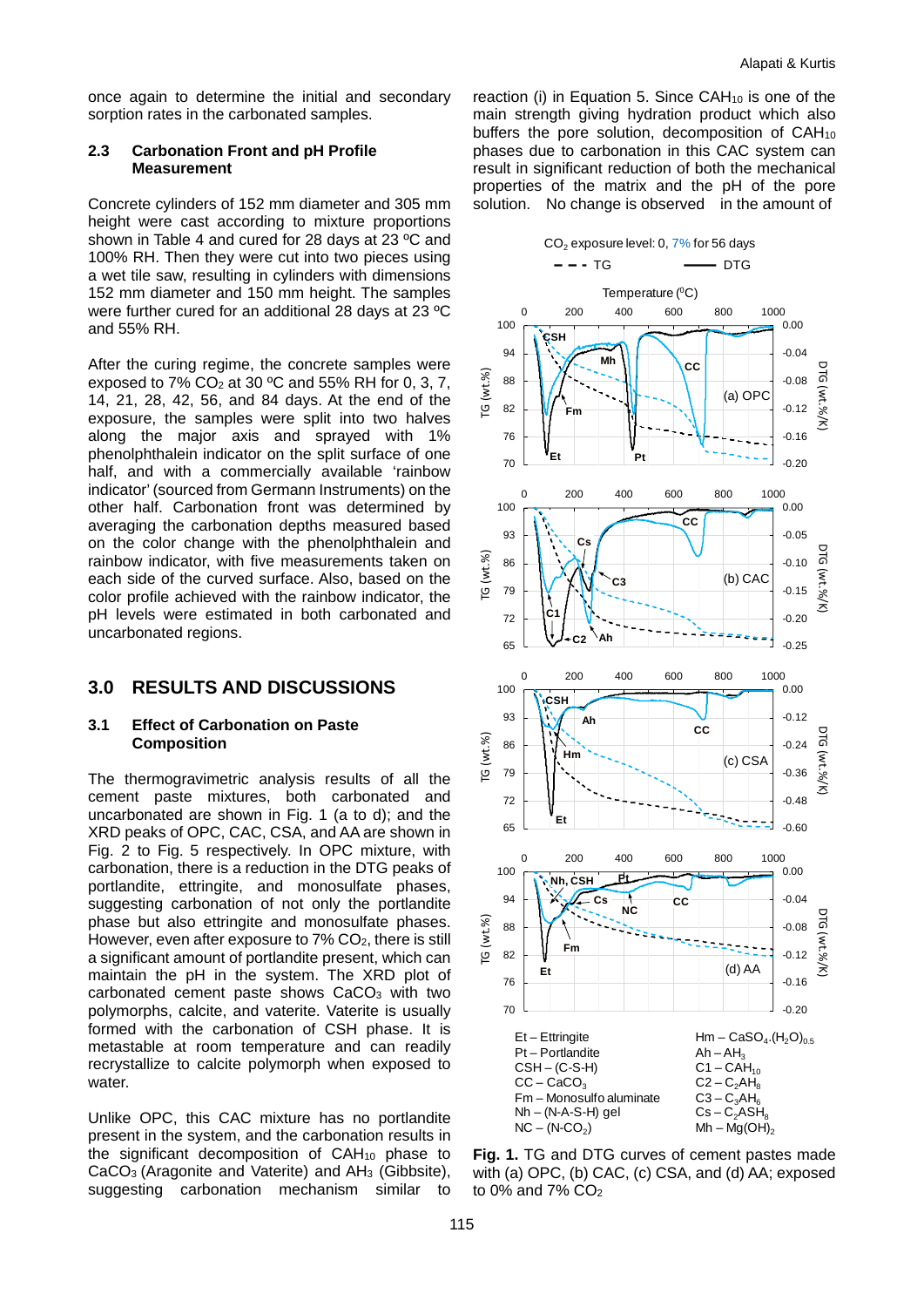once again to determine the initial and secondary sorption rates in the carbonated samples.

### 2.3 Carbonation Front and pH Profile Measurement

Concrete cylinders of 152 mm diameter and 305 mm height were cast according to mixture proportions shown in Table 4 and cured for 28 days at 23 ºC and 100% RH. Then they were cut into two pieces using a wet tile saw, resulting in cylinders with dimensions 152 mm diameter and 150 mm height. The samples were further cured for an additional 28 days at 23 ºC and 55% RH.

After the curing regime, the concrete samples were exposed to 7% $CO_2$ at 30 ºC and 55% RH for 0, 3, 7, 14, 21, 28, 42, 56, and 84 days. At the end of the exposure, the samples were split into two halves along the major axis and sprayed with 1% phenolphthalein indicator on the split surface of one half, and with a commercially available 'rainbow indicator' (sourced from Germann Instruments) on the other half. Carbonation front was determined by averaging the carbonation depths measured based on the color change with the phenolphthalein and rainbow indicator, with five measurements taken on each side of the curved surface. Also, based on the color profile achieved with the rainbow indicator, the pH levels were estimated in both carbonated and uncarbonated regions.

## 3.0 RESULTS AND DISCUSSIONS

### 3.1 Effect of Carbonation on Paste Composition

The thermogravimetric analysis results of all the cement paste mixtures, both carbonated and uncarbonated are shown in Fig. 1 (a to d); and the XRD peaks of OPC, CAC, CSA, and AA are shown in Fig. 2 to Fig. 5 respectively. In OPC mixture, with carbonation, there is a reduction in the DTG peaks of portlandite, ettringite, and monosulfate phases, suggesting carbonation of not only the portlandite phase but also ettringite and monosulfate phases. However, even after exposure to 7% $CO_2$, there is still a significant amount of portlandite present, which can maintain the pH in the system. The XRD plot of carbonated cement paste shows $CaCO_3$ with two polymorphs, calcite, and vaterite. Vaterite is usually formed with the carbonation of CSH phase. It is metastable at room temperature and can readily recrystallize to calcite polymorph when exposed to water.

Unlike OPC, this CAC mixture has no portlandite present in the system, and the carbonation results in the significant decomposition of $CAH_{10}$ phase to $CaCO_3$ (Aragonite and Vaterite) and $AH_3$ (Gibbsite), suggesting carbonation mechanism similar to reaction (i) in Equation 5. Since $CAH_{10}$ is one of the main strength giving hydration product which also buffers the pore solution, decomposition of $CAH_{10}$ phases due to carbonation in this CAC system can result in significant reduction of both the mechanical properties of the matrix and the pH of the pore solution. No change is observed in the amount of

Et – Ettringite
Pt – Portlandite
CSH – (C-S-H)
CC – $CaCO_3$
Fm – Monosulfo aluminate
Nh – (N-A-S-H) gel
NC – (N-$CO_2$)
Hm – $CaSO_4.(H_2O)_{0.5}$
Ah – $AH_3$
C1 – $CAH_{10}$
C2 – $C_2AH_8$
C3 – $C_3AH_6$
Cs – $C_2ASH_8$
Mh – $Mg(OH)_2$

**Fig. 1.** TG and DTG curves of cement pastes made with (a) OPC, (b) CAC, (c) CSA, and (d) AA; exposed to 0% and 7% $CO_2$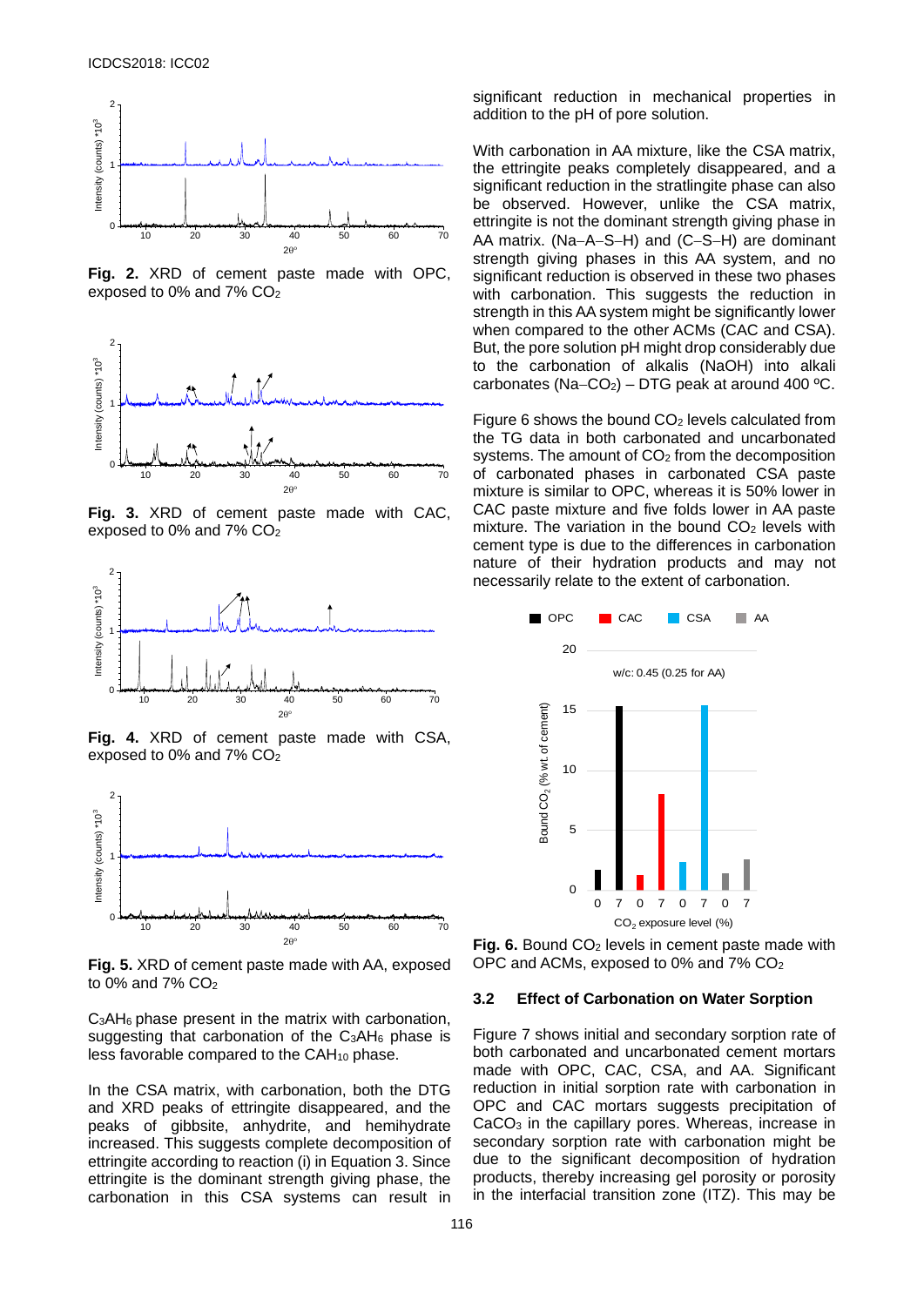Fig. 2. XRD of cement paste made with OPC, exposed to 0% and 7% $CO_2$

Fig. 3. XRD of cement paste made with CAC, exposed to 0% and 7% $CO_2$

Fig. 4. XRD of cement paste made with CSA, exposed to 0% and 7% $CO_2$

Fig. 5. XRD of cement paste made with AA, exposed to 0% and 7% $CO_2$

$C_3AH_6$ phase present in the matrix with carbonation, suggesting that carbonation of the $C_3AH_6$ phase is less favorable compared to the $CAH_{10}$ phase.

In the CSA matrix, with carbonation, both the DTG and XRD peaks of ettringite disappeared, and the peaks of gibbsite, anhydrite, and hemihydrate increased. This suggests complete decomposition of ettringite according to reaction (i) in Equation 3. Since ettringite is the dominant strength giving phase, the carbonation in this CSA systems can result in significant reduction in mechanical properties in addition to the pH of pore solution.

With carbonation in AA mixture, like the CSA matrix, the ettringite peaks completely disappeared, and a significant reduction in the stratlingite phase can also be observed. However, unlike the CSA matrix, ettringite is not the dominant strength giving phase in AA matrix. (Na–A–S–H) and (C–S–H) are dominant strength giving phases in this AA system, and no significant reduction is observed in these two phases with carbonation. This suggests the reduction in strength in this AA system might be significantly lower when compared to the other ACMs (CAC and CSA). But, the pore solution pH might drop considerably due to the carbonation of alkalis (NaOH) into alkali carbonates (Na–$CO_2$) – DTG peak at around 400 ºC.

Figure 6 shows the bound $CO_2$ levels calculated from the TG data in both carbonated and uncarbonated systems. The amount of $CO_2$ from the decomposition of carbonated phases in carbonated CSA paste mixture is similar to OPC, whereas it is 50% lower in CAC paste mixture and five folds lower in AA paste mixture. The variation in the bound $CO_2$ levels with cement type is due to the differences in carbonation nature of their hydration products and may not necessarily relate to the extent of carbonation.

Fig. 6. Bound $CO_2$ levels in cement paste made with OPC and ACMs, exposed to 0% and 7% $CO_2$

### 3.2 Effect of Carbonation on Water Sorption

Figure 7 shows initial and secondary sorption rate of both carbonated and uncarbonated cement mortars made with OPC, CAC, CSA, and AA. Significant reduction in initial sorption rate with carbonation in OPC and CAC mortars suggests precipitation of $CaCO_3$ in the capillary pores. Whereas, increase in secondary sorption rate with carbonation might be due to the significant decomposition of hydration products, thereby increasing gel porosity or porosity in the interfacial transition zone (ITZ). This may be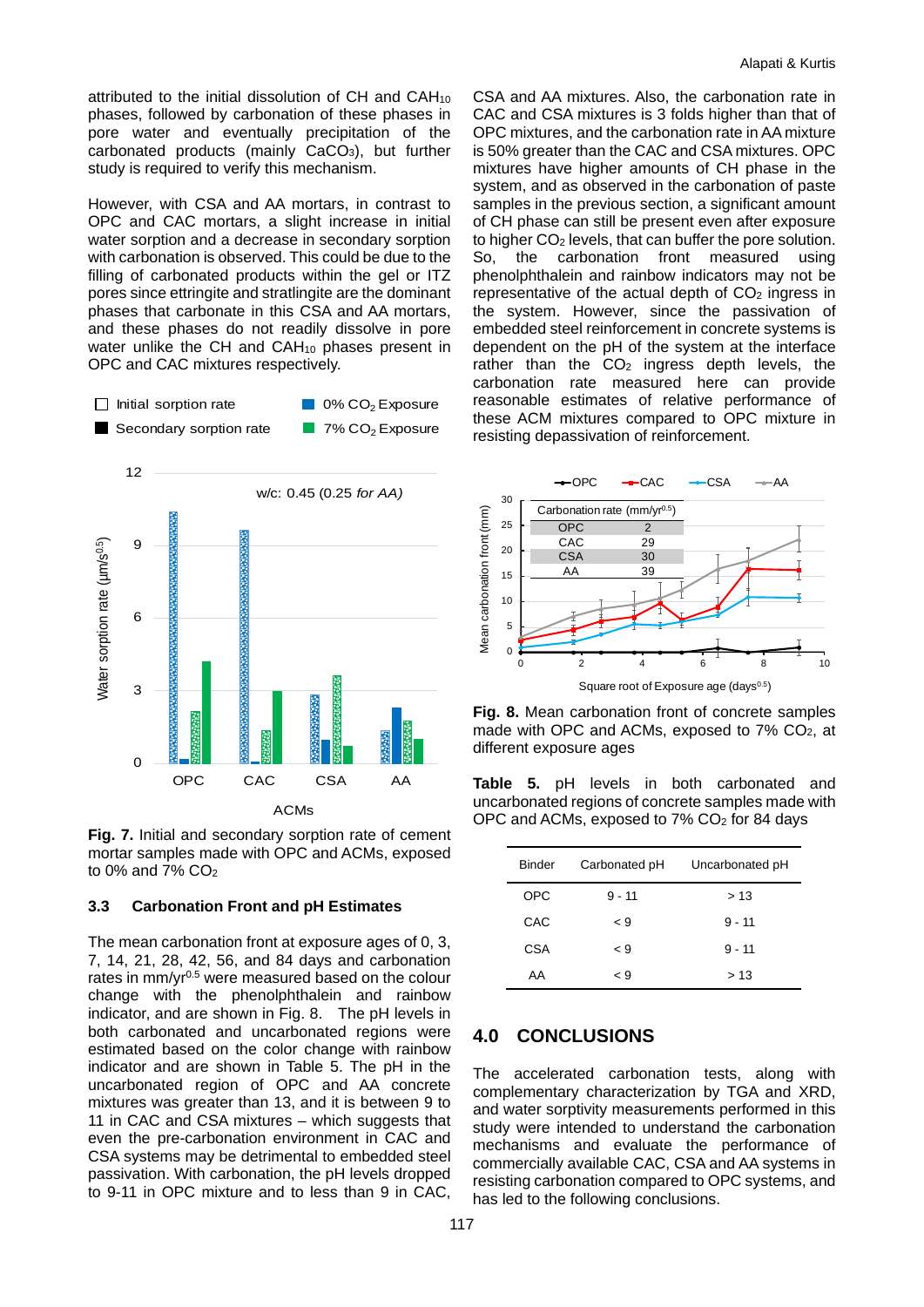attributed to the initial dissolution of CH and $CAH_{10}$ phases, followed by carbonation of these phases in pore water and eventually precipitation of the carbonated products (mainly $CaCO_3$), but further study is required to verify this mechanism.

However, with CSA and AA mortars, in contrast to OPC and CAC mortars, a slight increase in initial water sorption and a decrease in secondary sorption with carbonation is observed. This could be due to the filling of carbonated products within the gel or ITZ pores since ettringite and stratlingite are the dominant phases that carbonate in this CSA and AA mortars, and these phases do not readily dissolve in pore water unlike the CH and $CAH_{10}$ phases present in OPC and CAC mixtures respectively.

**Fig. 7.** Initial and secondary sorption rate of cement mortar samples made with OPC and ACMs, exposed to 0% and 7% $CO_2$

### 3.3 Carbonation Front and pH Estimates

The mean carbonation front at exposure ages of 0, 3, 7, 14, 21, 28, 42, 56, and 84 days and carbonation rates in mm/yr$^{0.5}$ were measured based on the colour change with the phenolphthalein and rainbow indicator, and are shown in Fig. 8. The pH levels in both carbonated and uncarbonated regions were estimated based on the color change with rainbow indicator and are shown in Table 5. The pH in the uncarbonated region of OPC and AA concrete mixtures was greater than 13, and it is between 9 to 11 in CAC and CSA mixtures – which suggests that even the pre-carbonation environment in CAC and CSA systems may be detrimental to embedded steel passivation. With carbonation, the pH levels dropped to 9-11 in OPC mixture and to less than 9 in CAC, CSA and AA mixtures. Also, the carbonation rate in CAC and CSA mixtures is 3 folds higher than that of OPC mixtures, and the carbonation rate in AA mixture is 50% greater than the CAC and CSA mixtures. OPC mixtures have higher amounts of CH phase in the system, and as observed in the carbonation of paste samples in the previous section, a significant amount of CH phase can still be present even after exposure to higher $CO_2$ levels, that can buffer the pore solution. So, the carbonation front measured using phenolphthalein and rainbow indicators may not be representative of the actual depth of $CO_2$ ingress in the system. However, since the passivation of embedded steel reinforcement in concrete systems is dependent on the pH of the system at the interface rather than the $CO_2$ ingress depth levels, the carbonation rate measured here can provide reasonable estimates of relative performance of these ACM mixtures compared to OPC mixture in resisting depassivation of reinforcement.

**Fig. 8.** Mean carbonation front of concrete samples made with OPC and ACMs, exposed to 7% $CO_2$, at different exposure ages

**Table 5.** pH levels in both carbonated and uncarbonated regions of concrete samples made with OPC and ACMs, exposed to 7% $CO_2$ for 84 days

| Binder | Carbonated pH | Uncarbonated pH |
|---|---|---|
| OPC | 9 - 11 | > 13 |
| CAC | < 9 | 9 - 11 |
| CSA | < 9 | 9 - 11 |
| AA | < 9 | > 13 |

## 4.0 CONCLUSIONS

The accelerated carbonation tests, along with complementary characterization by TGA and XRD, and water sorptivity measurements performed in this study were intended to understand the carbonation mechanisms and evaluate the performance of commercially available CAC, CSA and AA systems in resisting carbonation compared to OPC systems, and has led to the following conclusions.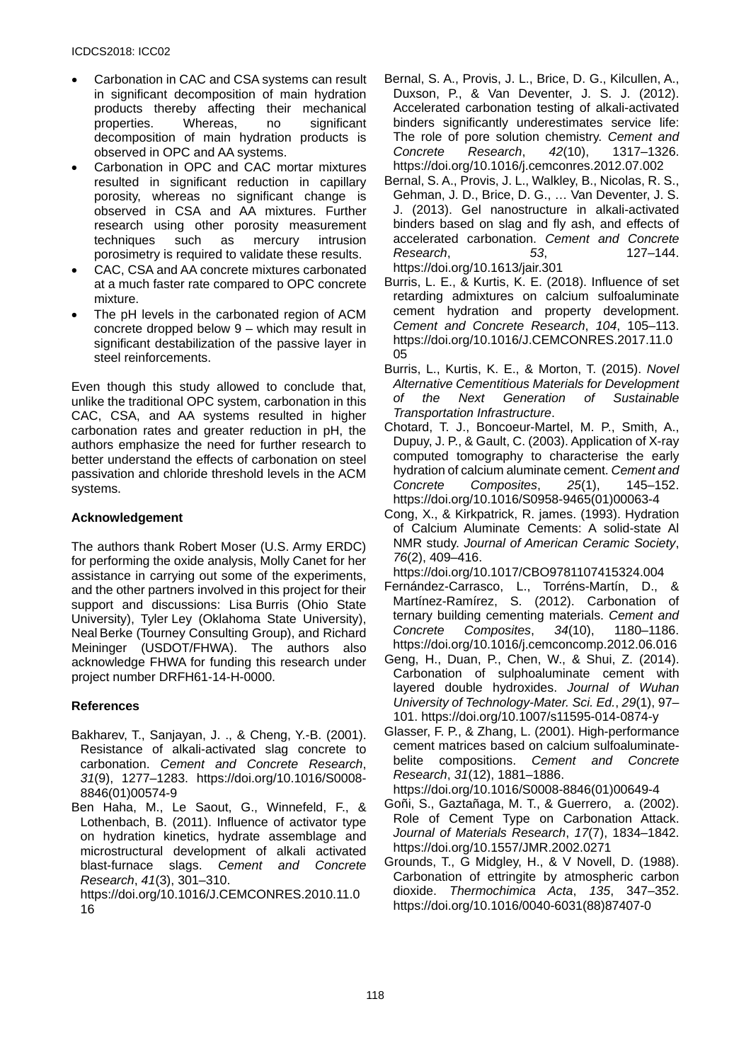- Carbonation in CAC and CSA systems can result in significant decomposition of main hydration products thereby affecting their mechanical properties. Whereas, no significant decomposition of main hydration products is observed in OPC and AA systems.
- Carbonation in OPC and CAC mortar mixtures resulted in significant reduction in capillary porosity, whereas no significant change is observed in CSA and AA mixtures. Further research using other porosity measurement techniques such as mercury intrusion porosimetry is required to validate these results.
- CAC, CSA and AA concrete mixtures carbonated at a much faster rate compared to OPC concrete mixture.
- The pH levels in the carbonated region of ACM concrete dropped below 9 – which may result in significant destabilization of the passive layer in steel reinforcements.

Even though this study allowed to conclude that, unlike the traditional OPC system, carbonation in this CAC, CSA, and AA systems resulted in higher carbonation rates and greater reduction in pH, the authors emphasize the need for further research to better understand the effects of carbonation on steel passivation and chloride threshold levels in the ACM systems.

**Acknowledgement**

The authors thank Robert Moser (U.S. Army ERDC) for performing the oxide analysis, Molly Canet for her assistance in carrying out some of the experiments, and the other partners involved in this project for their support and discussions: Lisa Burris (Ohio State University), Tyler Ley (Oklahoma State University), Neal Berke (Tourney Consulting Group), and Richard Meininger (USDOT/FHWA). The authors also acknowledge FHWA for funding this research under project number DRFH61-14-H-0000.

**References**

Bakharev, T., Sanjayan, J. ., & Cheng, Y.-B. (2001). Resistance of alkali-activated slag concrete to carbonation. *Cement and Concrete Research*, *31*(9), 1277–1283. https://doi.org/10.1016/S0008-8846(01)00574-9

Ben Haha, M., Le Saout, G., Winnefeld, F., & Lothenbach, B. (2011). Influence of activator type on hydration kinetics, hydrate assemblage and microstructural development of alkali activated blast-furnace slags. *Cement and Concrete Research*, *41*(3), 301–310. https://doi.org/10.1016/J.CEMCONRES.2010.11.016

Bernal, S. A., Provis, J. L., Brice, D. G., Kilcullen, A., Duxson, P., & Van Deventer, J. S. J. (2012). Accelerated carbonation testing of alkali-activated binders significantly underestimates service life: The role of pore solution chemistry. *Cement and Concrete Research*, *42*(10), 1317–1326. https://doi.org/10.1016/j.cemconres.2012.07.002

Bernal, S. A., Provis, J. L., Walkley, B., Nicolas, R. S., Gehman, J. D., Brice, D. G., … Van Deventer, J. S. J. (2013). Gel nanostructure in alkali-activated binders based on slag and fly ash, and effects of accelerated carbonation. *Cement and Concrete Research*, *53*, 127–144. https://doi.org/10.1613/jair.301

Burris, L. E., & Kurtis, K. E. (2018). Influence of set retarding admixtures on calcium sulfoaluminate cement hydration and property development. *Cement and Concrete Research*, *104*, 105–113. https://doi.org/10.1016/J.CEMCONRES.2017.11.005

Burris, L., Kurtis, K. E., & Morton, T. (2015). *Novel Alternative Cementitious Materials for Development of the Next Generation of Sustainable Transportation Infrastructure*.

Chotard, T. J., Boncoeur-Martel, M. P., Smith, A., Dupuy, J. P., & Gault, C. (2003). Application of X-ray computed tomography to characterise the early hydration of calcium aluminate cement. *Cement and Concrete Composites*, *25*(1), 145–152. https://doi.org/10.1016/S0958-9465(01)00063-4

Cong, X., & Kirkpatrick, R. james. (1993). Hydration of Calcium Aluminate Cements: A solid-state Al NMR study. *Journal of American Ceramic Society*, *76*(2), 409–416. https://doi.org/10.1017/CBO9781107415324.004

Fernández-Carrasco, L., Torréns-Martín, D., & Martínez-Ramírez, S. (2012). Carbonation of ternary building cementing materials. *Cement and Concrete Composites*, *34*(10), 1180–1186. https://doi.org/10.1016/j.cemconcomp.2012.06.016

Geng, H., Duan, P., Chen, W., & Shui, Z. (2014). Carbonation of sulphoaluminate cement with layered double hydroxides. *Journal of Wuhan University of Technology-Mater. Sci. Ed.*, *29*(1), 97–101. https://doi.org/10.1007/s11595-014-0874-y

Glasser, F. P., & Zhang, L. (2001). High-performance cement matrices based on calcium sulfoaluminate-belite compositions. *Cement and Concrete Research*, *31*(12), 1881–1886. https://doi.org/10.1016/S0008-8846(01)00649-4

Goñi, S., Gaztañaga, M. T., & Guerrero, a. (2002). Role of Cement Type on Carbonation Attack. *Journal of Materials Research*, *17*(7), 1834–1842. https://doi.org/10.1557/JMR.2002.0271

Grounds, T., G Midgley, H., & V Novell, D. (1988). Carbonation of ettringite by atmospheric carbon dioxide. *Thermochimica Acta*, *135*, 347–352. https://doi.org/10.1016/0040-6031(88)87407-0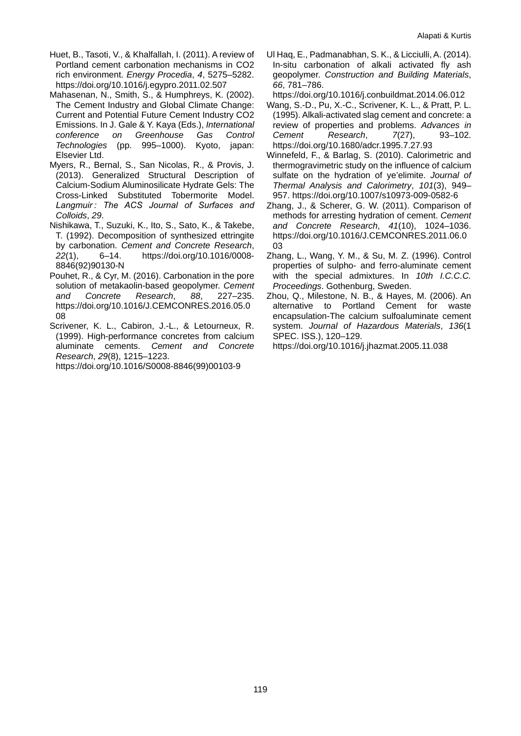Huet, B., Tasoti, V., & Khalfallah, I. (2011). A review of Portland cement carbonation mechanisms in CO2 rich environment. *Energy Procedia*, *4*, 5275–5282. https://doi.org/10.1016/j.egypro.2011.02.507

Mahasenan, N., Smith, S., & Humphreys, K. (2002). The Cement Industry and Global Climate Change: Current and Potential Future Cement Industry CO2 Emissions. In J. Gale & Y. Kaya (Eds.), *International conference on Greenhouse Gas Control Technologies* (pp. 995–1000). Kyoto, japan: Elsevier Ltd.

Myers, R., Bernal, S., San Nicolas, R., & Provis, J. (2013). Generalized Structural Description of Calcium-Sodium Aluminosilicate Hydrate Gels: The Cross-Linked Substituted Tobermorite Model. *Langmuir : The ACS Journal of Surfaces and Colloids*, *29*.

Nishikawa, T., Suzuki, K., Ito, S., Sato, K., & Takebe, T. (1992). Decomposition of synthesized ettringite by carbonation. *Cement and Concrete Research*, *22*(1), 6–14. https://doi.org/10.1016/0008-8846(92)90130-N

Pouhet, R., & Cyr, M. (2016). Carbonation in the pore solution of metakaolin-based geopolymer. *Cement and Concrete Research*, *88*, 227–235. https://doi.org/10.1016/J.CEMCONRES.2016.05.008

Scrivener, K. L., Cabiron, J.-L., & Letourneux, R. (1999). High-performance concretes from calcium aluminate cements. *Cement and Concrete Research*, *29*(8), 1215–1223. https://doi.org/10.1016/S0008-8846(99)00103-9

Ul Haq, E., Padmanabhan, S. K., & Licciulli, A. (2014). In-situ carbonation of alkali activated fly ash geopolymer. *Construction and Building Materials*, *66*, 781–786. https://doi.org/10.1016/j.conbuildmat.2014.06.012

Wang, S.-D., Pu, X.-C., Scrivener, K. L., & Pratt, P. L. (1995). Alkali-activated slag cement and concrete: a review of properties and problems. *Advances in Cement Research*, *7*(27), 93–102. https://doi.org/10.1680/adcr.1995.7.27.93

Winnefeld, F., & Barlag, S. (2010). Calorimetric and thermogravimetric study on the influence of calcium sulfate on the hydration of ye'elimite. *Journal of Thermal Analysis and Calorimetry*, *101*(3), 949–957. https://doi.org/10.1007/s10973-009-0582-6

Zhang, J., & Scherer, G. W. (2011). Comparison of methods for arresting hydration of cement. *Cement and Concrete Research*, *41*(10), 1024–1036. https://doi.org/10.1016/J.CEMCONRES.2011.06.003

Zhang, L., Wang, Y. M., & Su, M. Z. (1996). Control properties of sulpho- and ferro-aluminate cement with the special admixtures. In *10th I.C.C.C. Proceedings*. Gothenburg, Sweden.

Zhou, Q., Milestone, N. B., & Hayes, M. (2006). An alternative to Portland Cement for waste encapsulation-The calcium sulfoaluminate cement system. *Journal of Hazardous Materials*, *136*(1 SPEC. ISS.), 120–129. https://doi.org/10.1016/j.jhazmat.2005.11.038